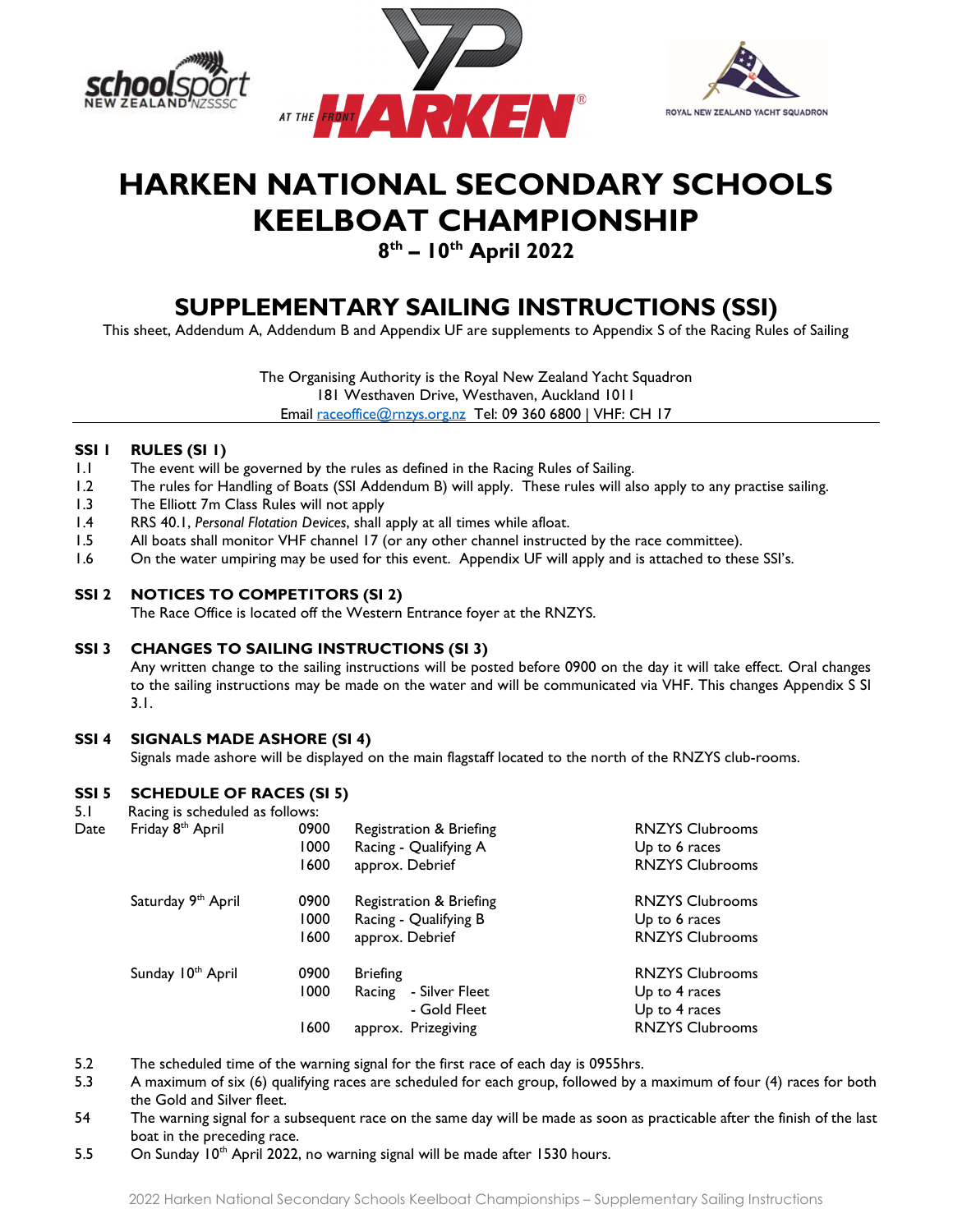# HARKEN NATIONAL SECONDARY SCHOOLS KEELBOAT CHAMPIONSHIP

**8th – 10th April 2022**

## SUPPLEMENTARY SAILING INSTRUCTIONS (SSI)

This sheet, Addendum A, Addendum B and Appendix UF are supplements to Appendix S of the Racing Rules of Sailing

The Organising Authority is the Royal New Zealand Yacht Squadron
181 Westhaven Drive, Westhaven, Auckland 1011
Email raceoffice@rnzys.org.nz Tel: 09 360 6800 | VHF: CH 17

### SSI 1 RULES (SI 1)

1.1 The event will be governed by the rules as defined in the Racing Rules of Sailing.

1.2 The rules for Handling of Boats (SSI Addendum B) will apply. These rules will also apply to any practise sailing.

1.3 The Elliott 7m Class Rules will not apply

1.4 RRS 40.1, *Personal Flotation Devices*, shall apply at all times while afloat.

1.5 All boats shall monitor VHF channel 17 (or any other channel instructed by the race committee).

1.6 On the water umpiring may be used for this event. Appendix UF will apply and is attached to these SSI's.

### SSI 2 NOTICES TO COMPETITORS (SI 2)

The Race Office is located off the Western Entrance foyer at the RNZYS.

### SSI 3 CHANGES TO SAILING INSTRUCTIONS (SI 3)

Any written change to the sailing instructions will be posted before 0900 on the day it will take effect. Oral changes to the sailing instructions may be made on the water and will be communicated via VHF. This changes Appendix S SI 3.1.

### SSI 4 SIGNALS MADE ASHORE (SI 4)

Signals made ashore will be displayed on the main flagstaff located to the north of the RNZYS club-rooms.

### SSI 5 SCHEDULE OF RACES (SI 5)

5.1 Racing is scheduled as follows:

| Date | | | | |
|---|---|---|---|---|
| | Friday 8th April | 0900 | Registration & Briefing | RNZYS Clubrooms |
| | | 1000 | Racing - Qualifying A | Up to 6 races |
| | | 1600 | approx. Debrief | RNZYS Clubrooms |
| | Saturday 9th April | 0900 | Registration & Briefing | RNZYS Clubrooms |
| | | 1000 | Racing - Qualifying B | Up to 6 races |
| | | 1600 | approx. Debrief | RNZYS Clubrooms |
| | Sunday 10th April | 0900 | Briefing | RNZYS Clubrooms |
| | | 1000 | Racing - Silver Fleet | Up to 4 races |
| | | | - Gold Fleet | Up to 4 races |
| | | 1600 | approx. Prizegiving | RNZYS Clubrooms |

5.2 The scheduled time of the warning signal for the first race of each day is 0955hrs.

5.3 A maximum of six (6) qualifying races are scheduled for each group, followed by a maximum of four (4) races for both the Gold and Silver fleet.

54 The warning signal for a subsequent race on the same day will be made as soon as practicable after the finish of the last boat in the preceding race.

5.5 On Sunday 10th April 2022, no warning signal will be made after 1530 hours.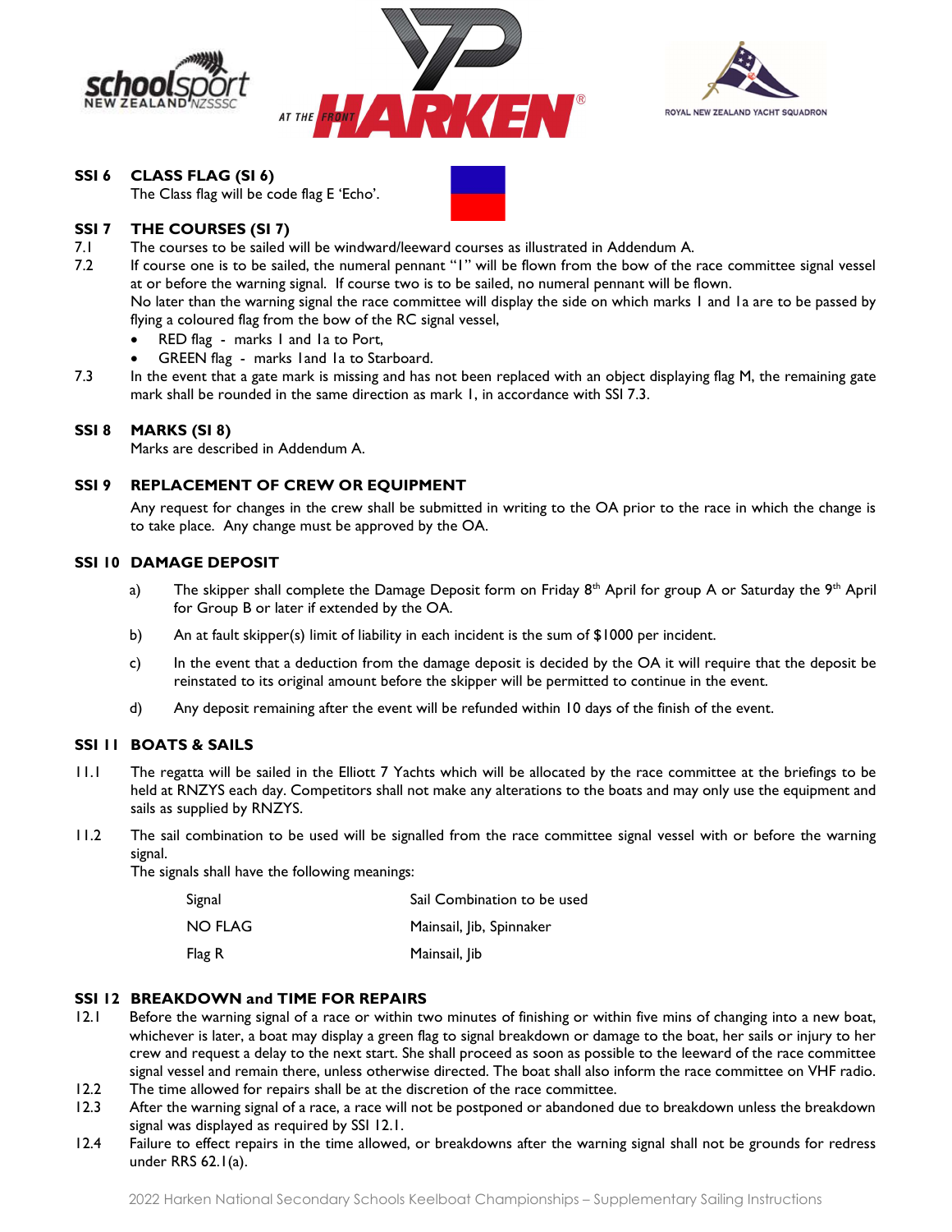## SSI 6 CLASS FLAG (SI 6)

The Class flag will be code flag E 'Echo'.

## SSI 7 THE COURSES (SI 7)

7.1 The courses to be sailed will be windward/leeward courses as illustrated in Addendum A.

7.2 If course one is to be sailed, the numeral pennant "1" will be flown from the bow of the race committee signal vessel at or before the warning signal. If course two is to be sailed, no numeral pennant will be flown.
No later than the warning signal the race committee will display the side on which marks 1 and 1a are to be passed by flying a coloured flag from the bow of the RC signal vessel,

- RED flag - marks 1 and 1a to Port,
- GREEN flag - marks 1and 1a to Starboard.

7.3 In the event that a gate mark is missing and has not been replaced with an object displaying flag M, the remaining gate mark shall be rounded in the same direction as mark 1, in accordance with SSI 7.3.

## SSI 8 MARKS (SI 8)

Marks are described in Addendum A.

## SSI 9 REPLACEMENT OF CREW OR EQUIPMENT

Any request for changes in the crew shall be submitted in writing to the OA prior to the race in which the change is to take place. Any change must be approved by the OA.

## SSI 10 DAMAGE DEPOSIT

a) The skipper shall complete the Damage Deposit form on Friday 8th April for group A or Saturday the 9th April for Group B or later if extended by the OA.

b) An at fault skipper(s) limit of liability in each incident is the sum of $1000 per incident.

c) In the event that a deduction from the damage deposit is decided by the OA it will require that the deposit be reinstated to its original amount before the skipper will be permitted to continue in the event.

d) Any deposit remaining after the event will be refunded within 10 days of the finish of the event.

## SSI 11 BOATS & SAILS

11.1 The regatta will be sailed in the Elliott 7 Yachts which will be allocated by the race committee at the briefings to be held at RNZYS each day. Competitors shall not make any alterations to the boats and may only use the equipment and sails as supplied by RNZYS.

11.2 The sail combination to be used will be signalled from the race committee signal vessel with or before the warning signal.
The signals shall have the following meanings:

| Signal | Sail Combination to be used |
|---|---|
| NO FLAG | Mainsail, Jib, Spinnaker |
| Flag R | Mainsail, Jib |

## SSI 12 BREAKDOWN and TIME FOR REPAIRS

12.1 Before the warning signal of a race or within two minutes of finishing or within five mins of changing into a new boat, whichever is later, a boat may display a green flag to signal breakdown or damage to the boat, her sails or injury to her crew and request a delay to the next start. She shall proceed as soon as possible to the leeward of the race committee signal vessel and remain there, unless otherwise directed. The boat shall also inform the race committee on VHF radio.

12.2 The time allowed for repairs shall be at the discretion of the race committee.

12.3 After the warning signal of a race, a race will not be postponed or abandoned due to breakdown unless the breakdown signal was displayed as required by SSI 12.1.

12.4 Failure to effect repairs in the time allowed, or breakdowns after the warning signal shall not be grounds for redress under RRS 62.1(a).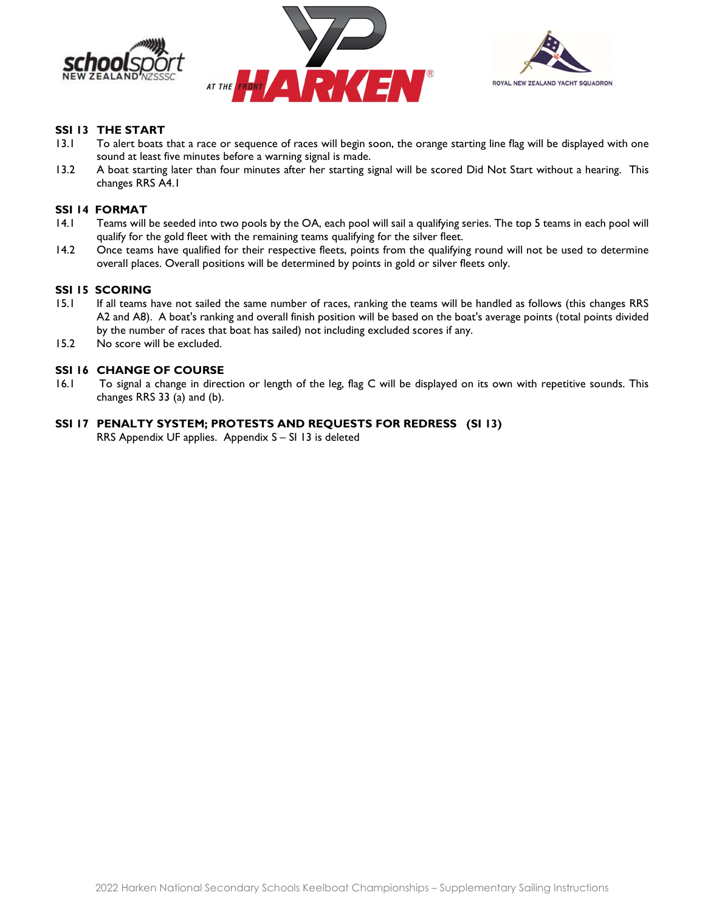## SSI 13 THE START

13.1 To alert boats that a race or sequence of races will begin soon, the orange starting line flag will be displayed with one sound at least five minutes before a warning signal is made.

13.2 A boat starting later than four minutes after her starting signal will be scored Did Not Start without a hearing. This changes RRS A4.1

## SSI 14 FORMAT

14.1 Teams will be seeded into two pools by the OA, each pool will sail a qualifying series. The top 5 teams in each pool will qualify for the gold fleet with the remaining teams qualifying for the silver fleet.

14.2 Once teams have qualified for their respective fleets, points from the qualifying round will not be used to determine overall places. Overall positions will be determined by points in gold or silver fleets only.

## SSI 15 SCORING

15.1 If all teams have not sailed the same number of races, ranking the teams will be handled as follows (this changes RRS A2 and A8). A boat's ranking and overall finish position will be based on the boat's average points (total points divided by the number of races that boat has sailed) not including excluded scores if any.

15.2 No score will be excluded.

## SSI 16 CHANGE OF COURSE

16.1 To signal a change in direction or length of the leg, flag C will be displayed on its own with repetitive sounds. This changes RRS 33 (a) and (b).

## SSI 17 PENALTY SYSTEM; PROTESTS AND REQUESTS FOR REDRESS (SI 13)

RRS Appendix UF applies. Appendix S – SI 13 is deleted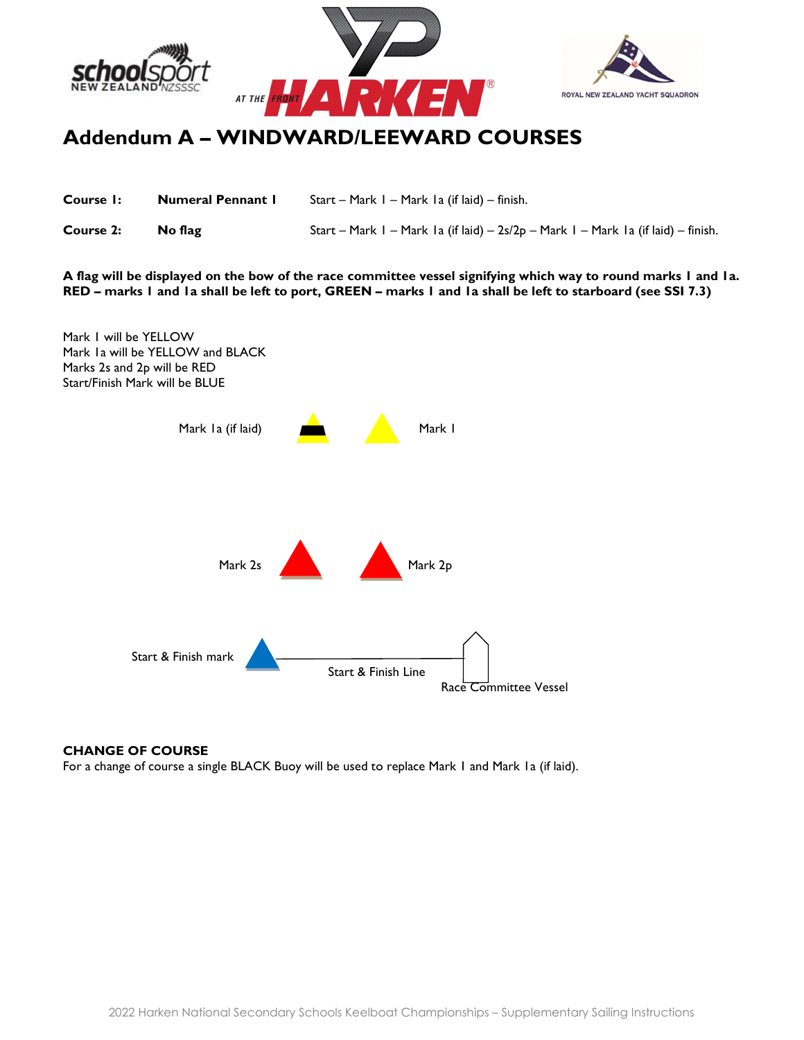# Addendum A – WINDWARD/LEEWARD COURSES

| | | |
|---|---|---|
| **Course 1:** | **Numeral Pennant 1** | Start – Mark 1 – Mark 1a (if laid) – finish. |
| **Course 2:** | **No flag** | Start – Mark 1 – Mark 1a (if laid) – 2s/2p – Mark 1 – Mark 1a (if laid) – finish. |

**A flag will be displayed on the bow of the race committee vessel signifying which way to round marks 1 and 1a. RED – marks 1 and 1a shall be left to port, GREEN – marks 1 and 1a shall be left to starboard (see SSI 7.3)**

Mark 1 will be YELLOW
Mark 1a will be YELLOW and BLACK
Marks 2s and 2p will be RED
Start/Finish Mark will be BLUE

Mark 1a (if laid) Mark 1

Mark 2s Mark 2p

Start & Finish mark Start & Finish Line Race Committee Vessel

**CHANGE OF COURSE**

For a change of course a single BLACK Buoy will be used to replace Mark 1 and Mark 1a (if laid).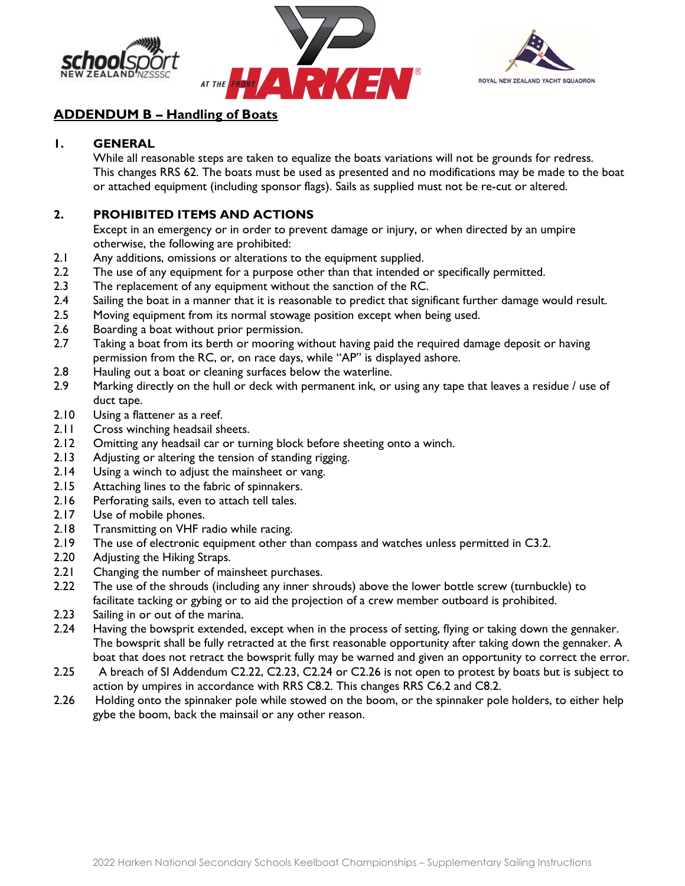## ADDENDUM B – Handling of Boats

### 1. GENERAL

While all reasonable steps are taken to equalize the boats variations will not be grounds for redress. This changes RRS 62. The boats must be used as presented and no modifications may be made to the boat or attached equipment (including sponsor flags). Sails as supplied must not be re-cut or altered.

### 2. PROHIBITED ITEMS AND ACTIONS

Except in an emergency or in order to prevent damage or injury, or when directed by an umpire otherwise, the following are prohibited:

2.1 Any additions, omissions or alterations to the equipment supplied.

2.2 The use of any equipment for a purpose other than that intended or specifically permitted.

2.3 The replacement of any equipment without the sanction of the RC.

2.4 Sailing the boat in a manner that it is reasonable to predict that significant further damage would result.

2.5 Moving equipment from its normal stowage position except when being used.

2.6 Boarding a boat without prior permission.

2.7 Taking a boat from its berth or mooring without having paid the required damage deposit or having permission from the RC, or, on race days, while "AP" is displayed ashore.

2.8 Hauling out a boat or cleaning surfaces below the waterline.

2.9 Marking directly on the hull or deck with permanent ink, or using any tape that leaves a residue / use of duct tape.

2.10 Using a flattener as a reef.

2.11 Cross winching headsail sheets.

2.12 Omitting any headsail car or turning block before sheeting onto a winch.

2.13 Adjusting or altering the tension of standing rigging.

2.14 Using a winch to adjust the mainsheet or vang.

2.15 Attaching lines to the fabric of spinnakers.

2.16 Perforating sails, even to attach tell tales.

2.17 Use of mobile phones.

2.18 Transmitting on VHF radio while racing.

2.19 The use of electronic equipment other than compass and watches unless permitted in C3.2.

2.20 Adjusting the Hiking Straps.

2.21 Changing the number of mainsheet purchases.

2.22 The use of the shrouds (including any inner shrouds) above the lower bottle screw (turnbuckle) to facilitate tacking or gybing or to aid the projection of a crew member outboard is prohibited.

2.23 Sailing in or out of the marina.

2.24 Having the bowsprit extended, except when in the process of setting, flying or taking down the gennaker. The bowsprit shall be fully retracted at the first reasonable opportunity after taking down the gennaker. A boat that does not retract the bowsprit fully may be warned and given an opportunity to correct the error.

2.25 A breach of SI Addendum C2.22, C2.23, C2.24 or C2.26 is not open to protest by boats but is subject to action by umpires in accordance with RRS C8.2. This changes RRS C6.2 and C8.2.

2.26 Holding onto the spinnaker pole while stowed on the boom, or the spinnaker pole holders, to either help gybe the boom, back the mainsail or any other reason.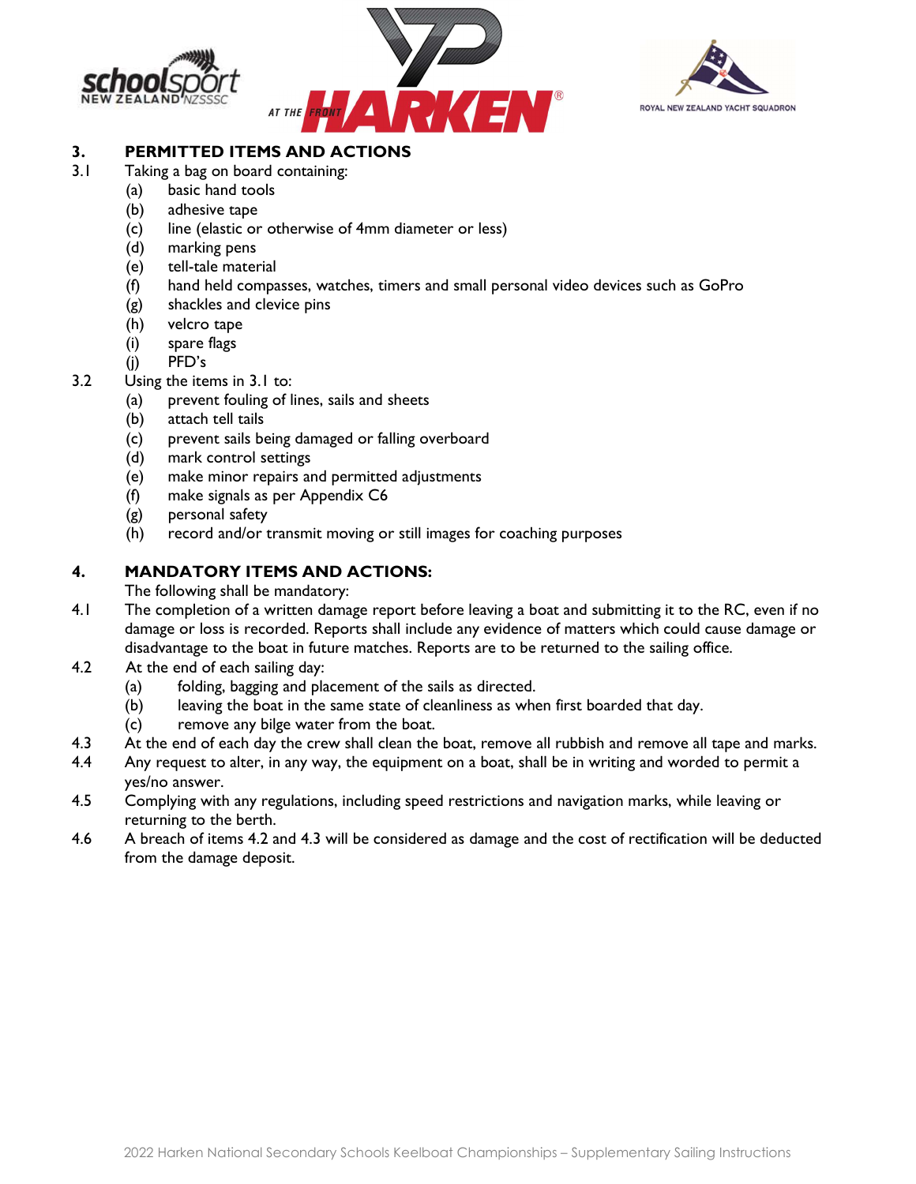## 3. PERMITTED ITEMS AND ACTIONS

3.1 Taking a bag on board containing:

- (a) basic hand tools
- (b) adhesive tape
- (c) line (elastic or otherwise of 4mm diameter or less)
- (d) marking pens
- (e) tell-tale material
- (f) hand held compasses, watches, timers and small personal video devices such as GoPro
- (g) shackles and clevice pins
- (h) velcro tape
- (i) spare flags
- (j) PFD's

3.2 Using the items in 3.1 to:

- (a) prevent fouling of lines, sails and sheets
- (b) attach tell tails
- (c) prevent sails being damaged or falling overboard
- (d) mark control settings
- (e) make minor repairs and permitted adjustments
- (f) make signals as per Appendix C6
- (g) personal safety
- (h) record and/or transmit moving or still images for coaching purposes

## 4. MANDATORY ITEMS AND ACTIONS:

The following shall be mandatory:

4.1 The completion of a written damage report before leaving a boat and submitting it to the RC, even if no damage or loss is recorded. Reports shall include any evidence of matters which could cause damage or disadvantage to the boat in future matches. Reports are to be returned to the sailing office.

4.2 At the end of each sailing day:

- (a) folding, bagging and placement of the sails as directed.
- (b) leaving the boat in the same state of cleanliness as when first boarded that day.
- (c) remove any bilge water from the boat.

4.3 At the end of each day the crew shall clean the boat, remove all rubbish and remove all tape and marks.

4.4 Any request to alter, in any way, the equipment on a boat, shall be in writing and worded to permit a yes/no answer.

4.5 Complying with any regulations, including speed restrictions and navigation marks, while leaving or returning to the berth.

4.6 A breach of items 4.2 and 4.3 will be considered as damage and the cost of rectification will be deducted from the damage deposit.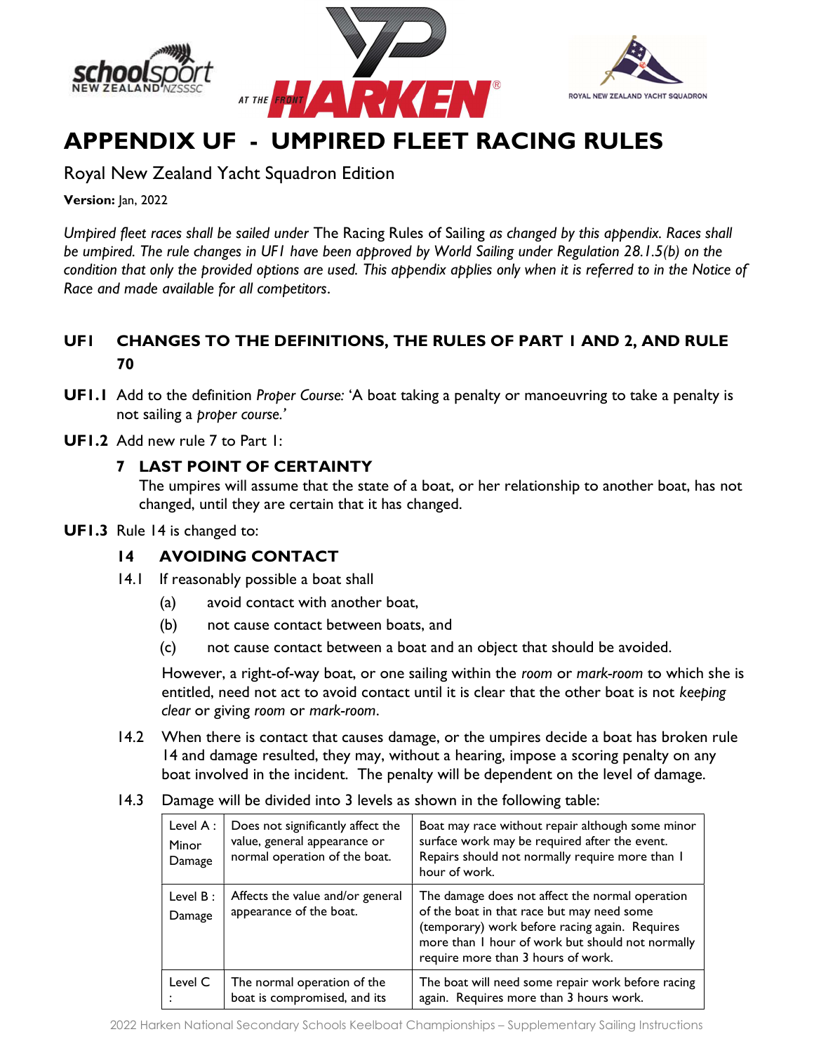# APPENDIX UF - UMPIRED FLEET RACING RULES

Royal New Zealand Yacht Squadron Edition

**Version:** Jan, 2022

*Umpired fleet races shall be sailed under* The Racing Rules of Sailing *as changed by this appendix. Races shall be umpired. The rule changes in UF1 have been approved by World Sailing under Regulation 28.1.5(b) on the condition that only the provided options are used. This appendix applies only when it is referred to in the Notice of Race and made available for all competitors*.

## UF1 CHANGES TO THE DEFINITIONS, THE RULES OF PART 1 AND 2, AND RULE 70

**UF1.1** Add to the definition *Proper Course:* 'A boat taking a penalty or manoeuvring to take a penalty is not sailing a *proper course.'*

**UF1.2** Add new rule 7 to Part 1:

### 7 LAST POINT OF CERTAINTY

The umpires will assume that the state of a boat, or her relationship to another boat, has not changed, until they are certain that it has changed.

**UF1.3** Rule 14 is changed to:

### 14 AVOIDING CONTACT

14.1 If reasonably possible a boat shall

(a) avoid contact with another boat,

(b) not cause contact between boats, and

(c) not cause contact between a boat and an object that should be avoided.

However, a right-of-way boat, or one sailing within the *room* or *mark-room* to which she is entitled, need not act to avoid contact until it is clear that the other boat is not *keeping clear* or giving *room* or *mark-room*.

14.2 When there is contact that causes damage, or the umpires decide a boat has broken rule 14 and damage resulted, they may, without a hearing, impose a scoring penalty on any boat involved in the incident. The penalty will be dependent on the level of damage.

14.3 Damage will be divided into 3 levels as shown in the following table:

| | | |
|---|---|---|
| Level A : Minor Damage | Does not significantly affect the value, general appearance or normal operation of the boat. | Boat may race without repair although some minor surface work may be required after the event. Repairs should not normally require more than 1 hour of work. |
| Level B : Damage | Affects the value and/or general appearance of the boat. | The damage does not affect the normal operation of the boat in that race but may need some (temporary) work before racing again. Requires more than 1 hour of work but should not normally require more than 3 hours of work. |
| Level C : | The normal operation of the boat is compromised, and its | The boat will need some repair work before racing again. Requires more than 3 hours work. |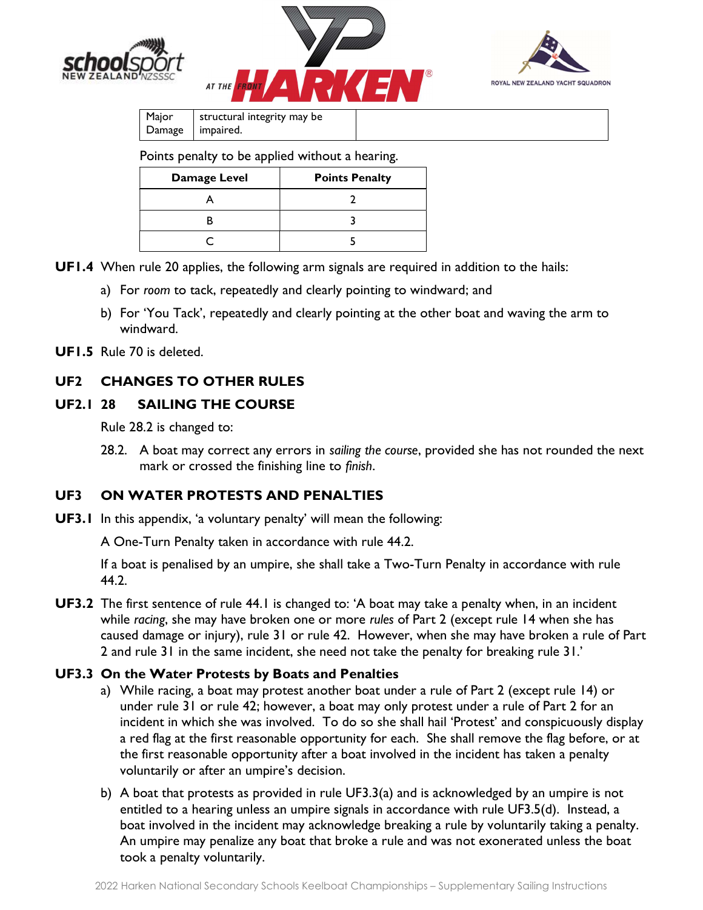| Major Damage | structural integrity may be impaired. | |
|---|---|---|

Points penalty to be applied without a hearing.

| Damage Level | Points Penalty |
|---|---|
| A | 2 |
| B | 3 |
| C | 5 |

**UF1.4** When rule 20 applies, the following arm signals are required in addition to the hails:

a) For *room* to tack, repeatedly and clearly pointing to windward; and

b) For 'You Tack', repeatedly and clearly pointing at the other boat and waving the arm to windward.

**UF1.5** Rule 70 is deleted.

## UF2 CHANGES TO OTHER RULES

### UF2.1 28 SAILING THE COURSE

Rule 28.2 is changed to:

28.2. A boat may correct any errors in *sailing the course*, provided she has not rounded the next mark or crossed the finishing line to *finish*.

## UF3 ON WATER PROTESTS AND PENALTIES

**UF3.1** In this appendix, 'a voluntary penalty' will mean the following:

A One-Turn Penalty taken in accordance with rule 44.2.

If a boat is penalised by an umpire, she shall take a Two-Turn Penalty in accordance with rule 44.2.

**UF3.2** The first sentence of rule 44.1 is changed to: 'A boat may take a penalty when, in an incident while *racing*, she may have broken one or more *rules* of Part 2 (except rule 14 when she has caused damage or injury), rule 31 or rule 42. However, when she may have broken a rule of Part 2 and rule 31 in the same incident, she need not take the penalty for breaking rule 31.'

### UF3.3 On the Water Protests by Boats and Penalties

a) While racing, a boat may protest another boat under a rule of Part 2 (except rule 14) or under rule 31 or rule 42; however, a boat may only protest under a rule of Part 2 for an incident in which she was involved. To do so she shall hail 'Protest' and conspicuously display a red flag at the first reasonable opportunity for each. She shall remove the flag before, or at the first reasonable opportunity after a boat involved in the incident has taken a penalty voluntarily or after an umpire's decision.

b) A boat that protests as provided in rule UF3.3(a) and is acknowledged by an umpire is not entitled to a hearing unless an umpire signals in accordance with rule UF3.5(d). Instead, a boat involved in the incident may acknowledge breaking a rule by voluntarily taking a penalty. An umpire may penalize any boat that broke a rule and was not exonerated unless the boat took a penalty voluntarily.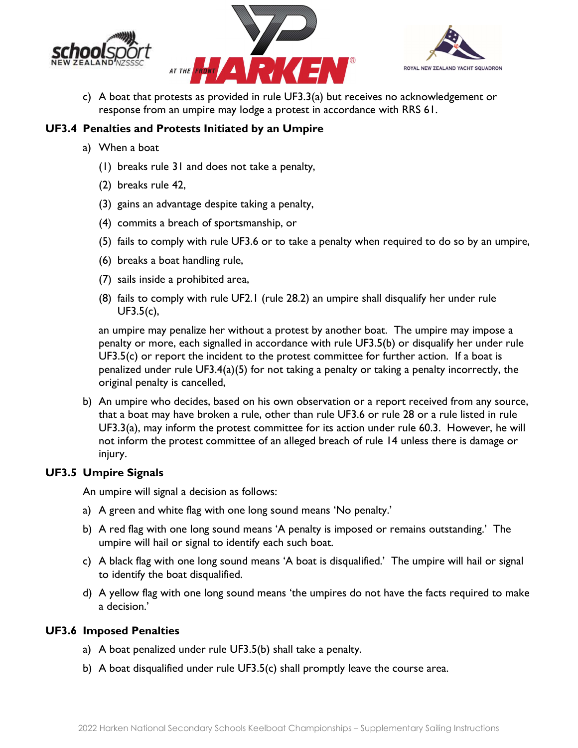c) A boat that protests as provided in rule UF3.3(a) but receives no acknowledgement or response from an umpire may lodge a protest in accordance with RRS 61.

### UF3.4 Penalties and Protests Initiated by an Umpire

a) When a boat

(1) breaks rule 31 and does not take a penalty,

(2) breaks rule 42,

(3) gains an advantage despite taking a penalty,

(4) commits a breach of sportsmanship, or

(5) fails to comply with rule UF3.6 or to take a penalty when required to do so by an umpire,

(6) breaks a boat handling rule,

(7) sails inside a prohibited area,

(8) fails to comply with rule UF2.1 (rule 28.2) an umpire shall disqualify her under rule UF3.5(c),

an umpire may penalize her without a protest by another boat. The umpire may impose a penalty or more, each signalled in accordance with rule UF3.5(b) or disqualify her under rule UF3.5(c) or report the incident to the protest committee for further action. If a boat is penalized under rule UF3.4(a)(5) for not taking a penalty or taking a penalty incorrectly, the original penalty is cancelled,

b) An umpire who decides, based on his own observation or a report received from any source, that a boat may have broken a rule, other than rule UF3.6 or rule 28 or a rule listed in rule UF3.3(a), may inform the protest committee for its action under rule 60.3. However, he will not inform the protest committee of an alleged breach of rule 14 unless there is damage or injury.

### UF3.5 Umpire Signals

An umpire will signal a decision as follows:

a) A green and white flag with one long sound means 'No penalty.'

b) A red flag with one long sound means 'A penalty is imposed or remains outstanding.' The umpire will hail or signal to identify each such boat.

c) A black flag with one long sound means 'A boat is disqualified.' The umpire will hail or signal to identify the boat disqualified.

d) A yellow flag with one long sound means 'the umpires do not have the facts required to make a decision.'

### UF3.6 Imposed Penalties

a) A boat penalized under rule UF3.5(b) shall take a penalty.

b) A boat disqualified under rule UF3.5(c) shall promptly leave the course area.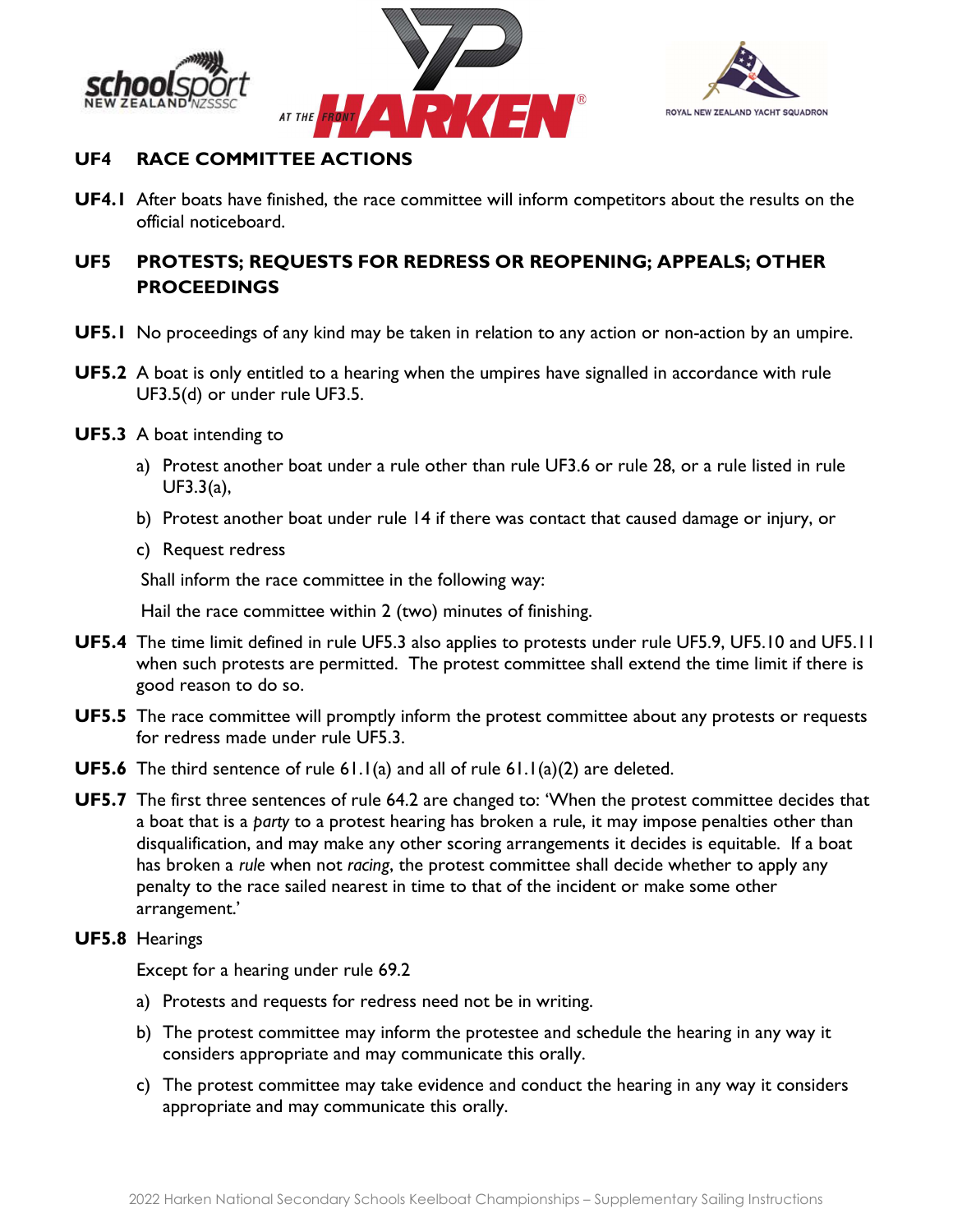## UF4 RACE COMMITTEE ACTIONS

**UF4.1** After boats have finished, the race committee will inform competitors about the results on the official noticeboard.

## UF5 PROTESTS; REQUESTS FOR REDRESS OR REOPENING; APPEALS; OTHER PROCEEDINGS

**UF5.1** No proceedings of any kind may be taken in relation to any action or non-action by an umpire.

**UF5.2** A boat is only entitled to a hearing when the umpires have signalled in accordance with rule UF3.5(d) or under rule UF3.5.

**UF5.3** A boat intending to

a) Protest another boat under a rule other than rule UF3.6 or rule 28, or a rule listed in rule UF3.3(a),

b) Protest another boat under rule 14 if there was contact that caused damage or injury, or

c) Request redress

Shall inform the race committee in the following way:

Hail the race committee within 2 (two) minutes of finishing.

**UF5.4** The time limit defined in rule UF5.3 also applies to protests under rule UF5.9, UF5.10 and UF5.11 when such protests are permitted. The protest committee shall extend the time limit if there is good reason to do so.

**UF5.5** The race committee will promptly inform the protest committee about any protests or requests for redress made under rule UF5.3.

**UF5.6** The third sentence of rule 61.1(a) and all of rule 61.1(a)(2) are deleted.

**UF5.7** The first three sentences of rule 64.2 are changed to: 'When the protest committee decides that a boat that is a *party* to a protest hearing has broken a rule, it may impose penalties other than disqualification, and may make any other scoring arrangements it decides is equitable. If a boat has broken a *rule* when not *racing*, the protest committee shall decide whether to apply any penalty to the race sailed nearest in time to that of the incident or make some other arrangement.'

**UF5.8** Hearings

Except for a hearing under rule 69.2

a) Protests and requests for redress need not be in writing.

b) The protest committee may inform the protestee and schedule the hearing in any way it considers appropriate and may communicate this orally.

c) The protest committee may take evidence and conduct the hearing in any way it considers appropriate and may communicate this orally.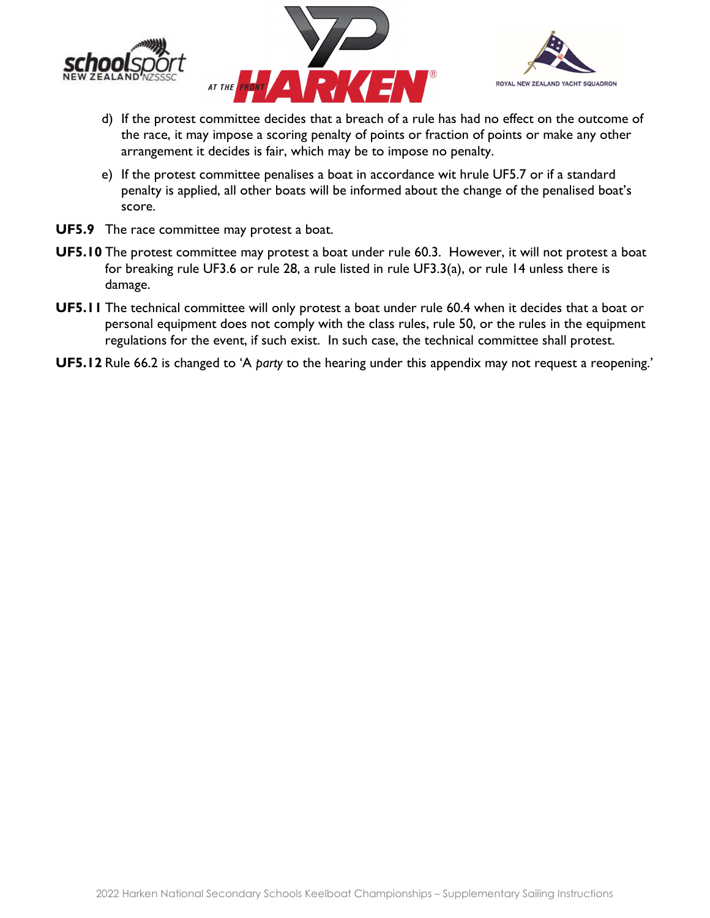d) If the protest committee decides that a breach of a rule has had no effect on the outcome of the race, it may impose a scoring penalty of points or fraction of points or make any other arrangement it decides is fair, which may be to impose no penalty.

e) If the protest committee penalises a boat in accordance wit hrule UF5.7 or if a standard penalty is applied, all other boats will be informed about the change of the penalised boat's score.

**UF5.9** The race committee may protest a boat.

**UF5.10** The protest committee may protest a boat under rule 60.3. However, it will not protest a boat for breaking rule UF3.6 or rule 28, a rule listed in rule UF3.3(a), or rule 14 unless there is damage.

**UF5.11** The technical committee will only protest a boat under rule 60.4 when it decides that a boat or personal equipment does not comply with the class rules, rule 50, or the rules in the equipment regulations for the event, if such exist. In such case, the technical committee shall protest.

**UF5.12** Rule 66.2 is changed to 'A *party* to the hearing under this appendix may not request a reopening.'